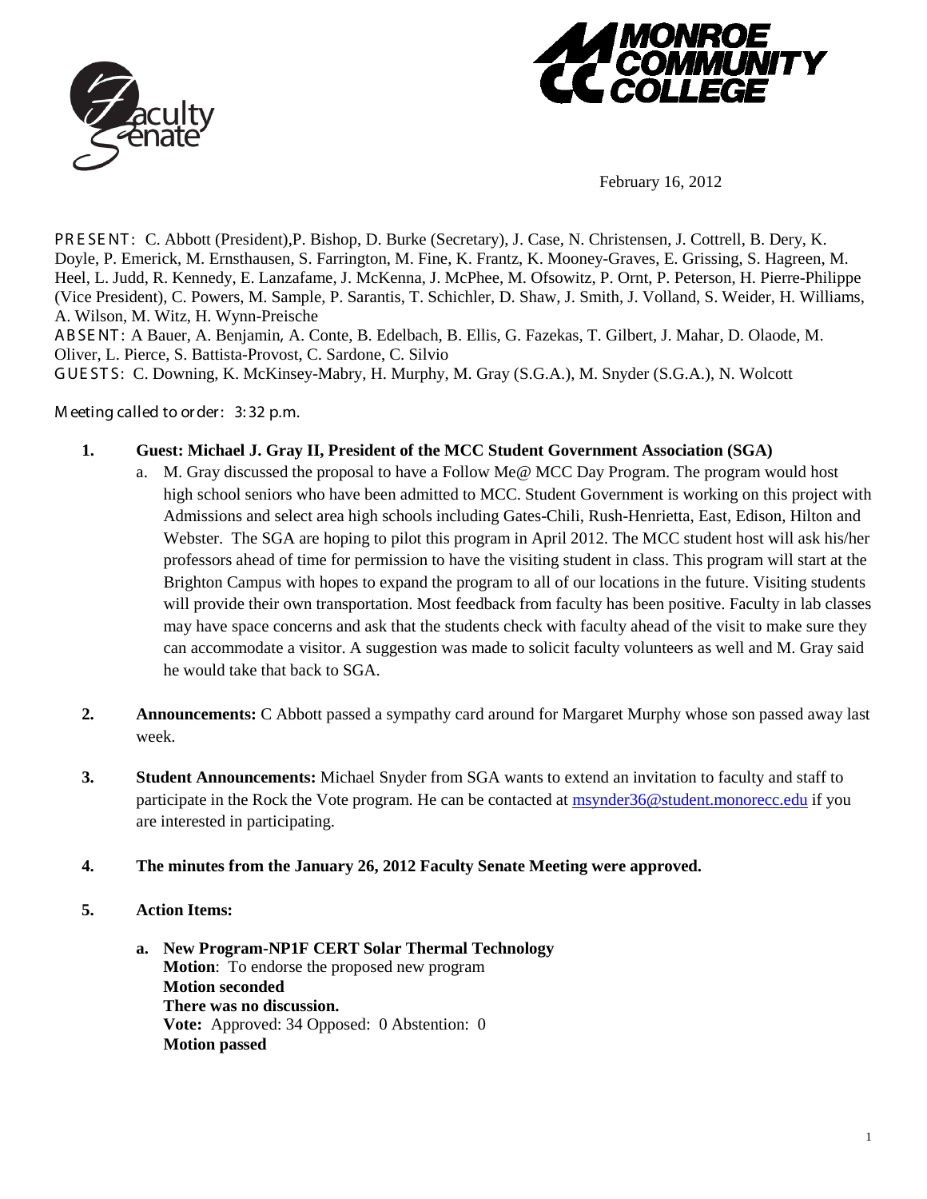February 16, 2012

PRESENT: C. Abbott (President),P. Bishop, D. Burke (Secretary), J. Case, N. Christensen, J. Cottrell, B. Dery, K. Doyle, P. Emerick, M. Ernsthausen, S. Farrington, M. Fine, K. Frantz, K. Mooney-Graves, E. Grissing, S. Hagreen, M. Heel, L. Judd, R. Kennedy, E. Lanzafame, J. McKenna, J. McPhee, M. Ofsowitz, P. Ornt, P. Peterson, H. Pierre-Philippe (Vice President), C. Powers, M. Sample, P. Sarantis, T. Schichler, D. Shaw, J. Smith, J. Volland, S. Weider, H. Williams, A. Wilson, M. Witz, H. Wynn-Preische

ABSENT: A Bauer, A. Benjamin, A. Conte, B. Edelbach, B. Ellis, G. Fazekas, T. Gilbert, J. Mahar, D. Olaode, M. Oliver, L. Pierce, S. Battista-Provost, C. Sardone, C. Silvio

GUESTS: C. Downing, K. McKinsey-Mabry, H. Murphy, M. Gray (S.G.A.), M. Snyder (S.G.A.), N. Wolcott

Meeting called to order: 3:32 p.m.

1. **Guest: Michael J. Gray II, President of the MCC Student Government Association (SGA)**
   a. M. Gray discussed the proposal to have a Follow Me@ MCC Day Program. The program would host high school seniors who have been admitted to MCC. Student Government is working on this project with Admissions and select area high schools including Gates-Chili, Rush-Henrietta, East, Edison, Hilton and Webster. The SGA are hoping to pilot this program in April 2012. The MCC student host will ask his/her professors ahead of time for permission to have the visiting student in class. This program will start at the Brighton Campus with hopes to expand the program to all of our locations in the future. Visiting students will provide their own transportation. Most feedback from faculty has been positive. Faculty in lab classes may have space concerns and ask that the students check with faculty ahead of the visit to make sure they can accommodate a visitor. A suggestion was made to solicit faculty volunteers as well and M. Gray said he would take that back to SGA.

2. **Announcements:** C Abbott passed a sympathy card around for Margaret Murphy whose son passed away last week.

3. **Student Announcements:** Michael Snyder from SGA wants to extend an invitation to faculty and staff to participate in the Rock the Vote program. He can be contacted at msynder36@student.monorecc.edu if you are interested in participating.

4. **The minutes from the January 26, 2012 Faculty Senate Meeting were approved.**

5. **Action Items:**

   a. **New Program-NP1F CERT Solar Thermal Technology**
   **Motion**: To endorse the proposed new program
   **Motion seconded**
   **There was no discussion.**
   **Vote:** Approved: 34 Opposed: 0 Abstention: 0
   **Motion passed**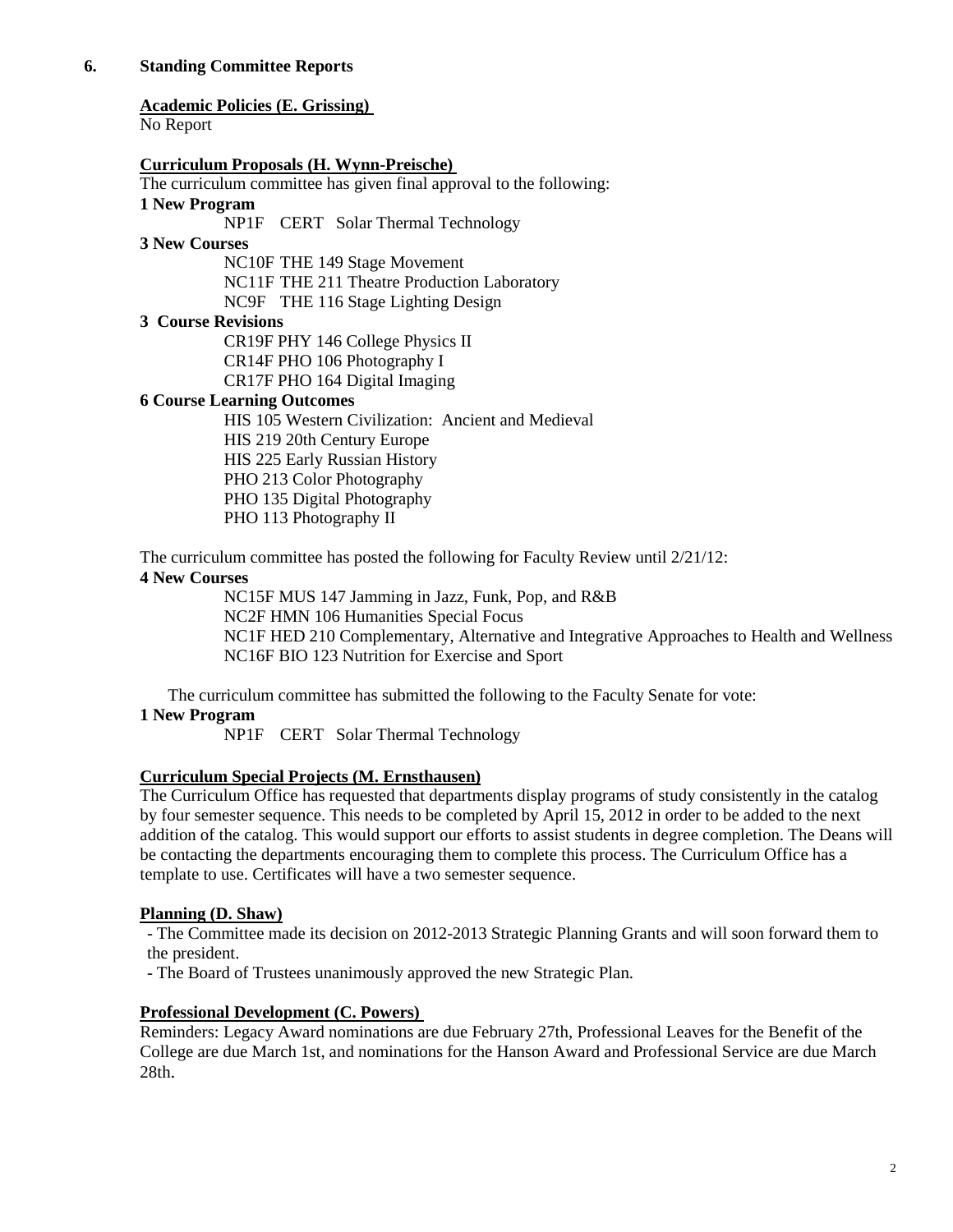## 6. Standing Committee Reports

**Academic Policies (E. Grissing)**
No Report

**Curriculum Proposals (H. Wynn-Preische)**
The curriculum committee has given final approval to the following:

**1 New Program**
- NP1F CERT Solar Thermal Technology

**3 New Courses**
- NC10F THE 149 Stage Movement
- NC11F THE 211 Theatre Production Laboratory
- NC9F THE 116 Stage Lighting Design

**3 Course Revisions**
- CR19F PHY 146 College Physics II
- CR14F PHO 106 Photography I
- CR17F PHO 164 Digital Imaging

**6 Course Learning Outcomes**
- HIS 105 Western Civilization: Ancient and Medieval
- HIS 219 20th Century Europe
- HIS 225 Early Russian History
- PHO 213 Color Photography
- PHO 135 Digital Photography
- PHO 113 Photography II

The curriculum committee has posted the following for Faculty Review until 2/21/12:

**4 New Courses**
- NC15F MUS 147 Jamming in Jazz, Funk, Pop, and R&B
- NC2F HMN 106 Humanities Special Focus
- NC1F HED 210 Complementary, Alternative and Integrative Approaches to Health and Wellness
- NC16F BIO 123 Nutrition for Exercise and Sport

The curriculum committee has submitted the following to the Faculty Senate for vote:

**1 New Program**
- NP1F CERT Solar Thermal Technology

**Curriculum Special Projects (M. Ernsthausen)**
The Curriculum Office has requested that departments display programs of study consistently in the catalog by four semester sequence. This needs to be completed by April 15, 2012 in order to be added to the next addition of the catalog. This would support our efforts to assist students in degree completion. The Deans will be contacting the departments encouraging them to complete this process. The Curriculum Office has a template to use. Certificates will have a two semester sequence.

**Planning (D. Shaw)**
- The Committee made its decision on 2012-2013 Strategic Planning Grants and will soon forward them to the president.
- The Board of Trustees unanimously approved the new Strategic Plan.

**Professional Development (C. Powers)**
Reminders: Legacy Award nominations are due February 27th, Professional Leaves for the Benefit of the College are due March 1st, and nominations for the Hanson Award and Professional Service are due March 28th.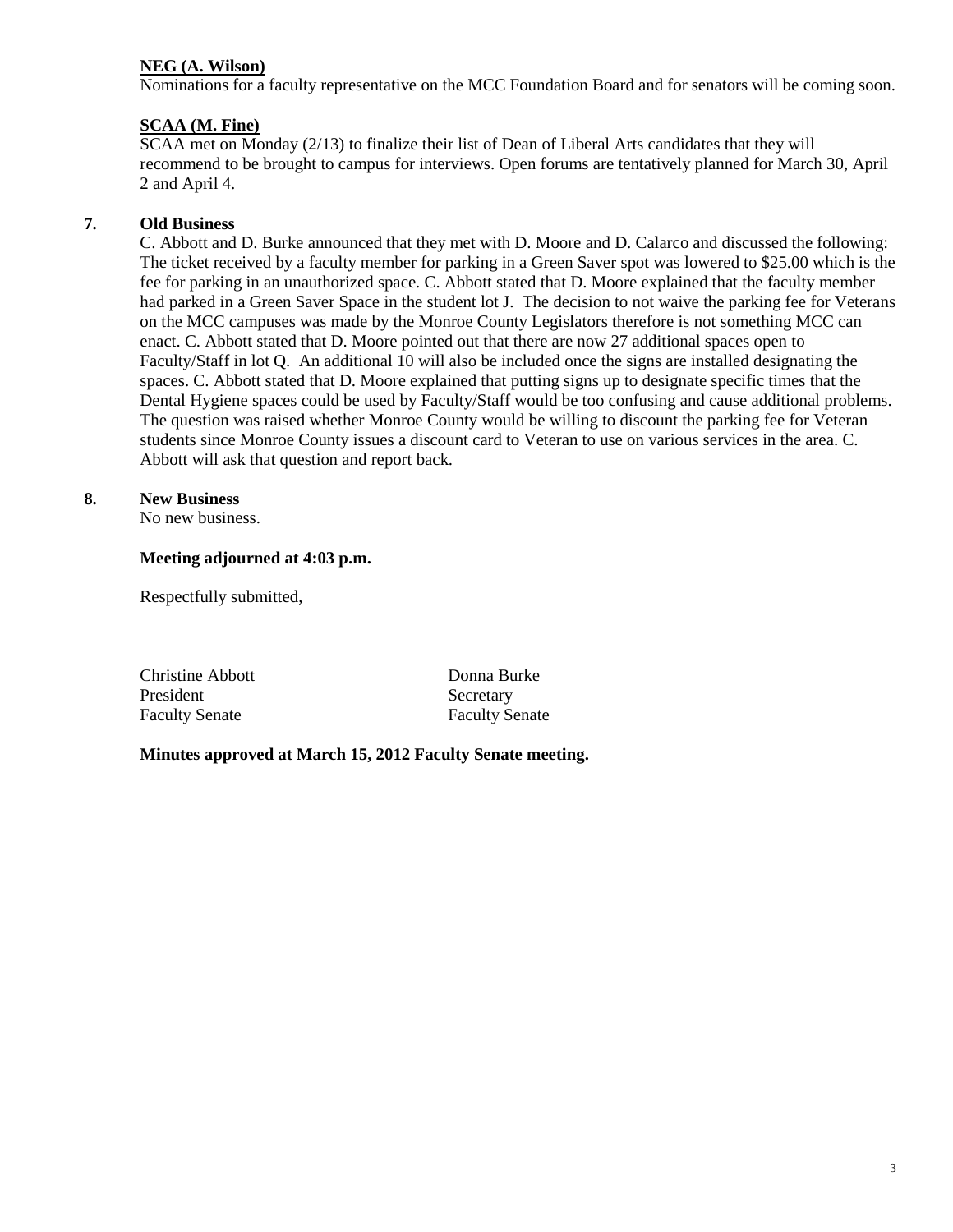**NEG (A. Wilson)**

Nominations for a faculty representative on the MCC Foundation Board and for senators will be coming soon.

**SCAA (M. Fine)**

SCAA met on Monday (2/13) to finalize their list of Dean of Liberal Arts candidates that they will recommend to be brought to campus for interviews. Open forums are tentatively planned for March 30, April 2 and April 4.

## 7. Old Business

C. Abbott and D. Burke announced that they met with D. Moore and D. Calarco and discussed the following: The ticket received by a faculty member for parking in a Green Saver spot was lowered to $25.00 which is the fee for parking in an unauthorized space. C. Abbott stated that D. Moore explained that the faculty member had parked in a Green Saver Space in the student lot J. The decision to not waive the parking fee for Veterans on the MCC campuses was made by the Monroe County Legislators therefore is not something MCC can enact. C. Abbott stated that D. Moore pointed out that there are now 27 additional spaces open to Faculty/Staff in lot Q. An additional 10 will also be included once the signs are installed designating the spaces. C. Abbott stated that D. Moore explained that putting signs up to designate specific times that the Dental Hygiene spaces could be used by Faculty/Staff would be too confusing and cause additional problems. The question was raised whether Monroe County would be willing to discount the parking fee for Veteran students since Monroe County issues a discount card to Veteran to use on various services in the area. C. Abbott will ask that question and report back.

## 8. New Business

No new business.

**Meeting adjourned at 4:03 p.m.**

Respectfully submitted,

| | |
|---|---|
| Christine Abbott | Donna Burke |
| President | Secretary |
| Faculty Senate | Faculty Senate |

**Minutes approved at March 15, 2012 Faculty Senate meeting.**